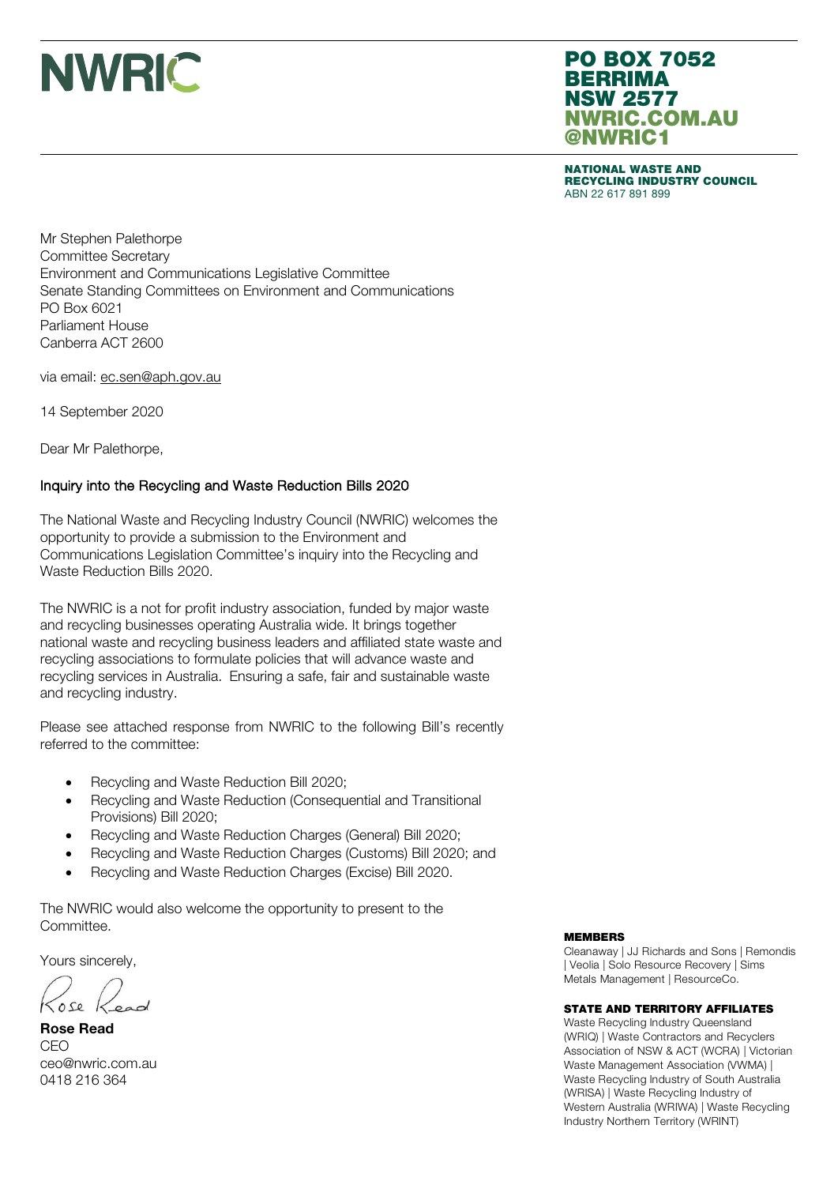# NWRIC

**PO BOX 7052**
**BERRIMA**
**NSW 2577**
**NWRIC.COM.AU**
**@NWRIC1**

**NATIONAL WASTE AND RECYCLING INDUSTRY COUNCIL**
ABN 22 617 891 899

Mr Stephen Palethorpe
Committee Secretary
Environment and Communications Legislative Committee
Senate Standing Committees on Environment and Communications
PO Box 6021
Parliament House
Canberra ACT 2600

via email: ec.sen@aph.gov.au

14 September 2020

Dear Mr Palethorpe,

Inquiry into the Recycling and Waste Reduction Bills 2020

The National Waste and Recycling Industry Council (NWRIC) welcomes the opportunity to provide a submission to the Environment and Communications Legislation Committee's inquiry into the Recycling and Waste Reduction Bills 2020.

The NWRIC is a not for profit industry association, funded by major waste and recycling businesses operating Australia wide. It brings together national waste and recycling business leaders and affiliated state waste and recycling associations to formulate policies that will advance waste and recycling services in Australia. Ensuring a safe, fair and sustainable waste and recycling industry.

Please see attached response from NWRIC to the following Bill's recently referred to the committee:

- Recycling and Waste Reduction Bill 2020;
- Recycling and Waste Reduction (Consequential and Transitional Provisions) Bill 2020;
- Recycling and Waste Reduction Charges (General) Bill 2020;
- Recycling and Waste Reduction Charges (Customs) Bill 2020; and
- Recycling and Waste Reduction Charges (Excise) Bill 2020.

The NWRIC would also welcome the opportunity to present to the Committee.

Yours sincerely,

Rose Read

**Rose Read**
CEO
ceo@nwric.com.au
0418 216 364

**MEMBERS**
Cleanaway | JJ Richards and Sons | Remondis | Veolia | Solo Resource Recovery | Sims Metals Management | ResourceCo.

**STATE AND TERRITORY AFFILIATES**
Waste Recycling Industry Queensland (WRIQ) | Waste Contractors and Recyclers Association of NSW & ACT (WCRA) | Victorian Waste Management Association (VWMA) | Waste Recycling Industry of South Australia (WRISA) | Waste Recycling Industry of Western Australia (WRIWA) | Waste Recycling Industry Northern Territory (WRINT)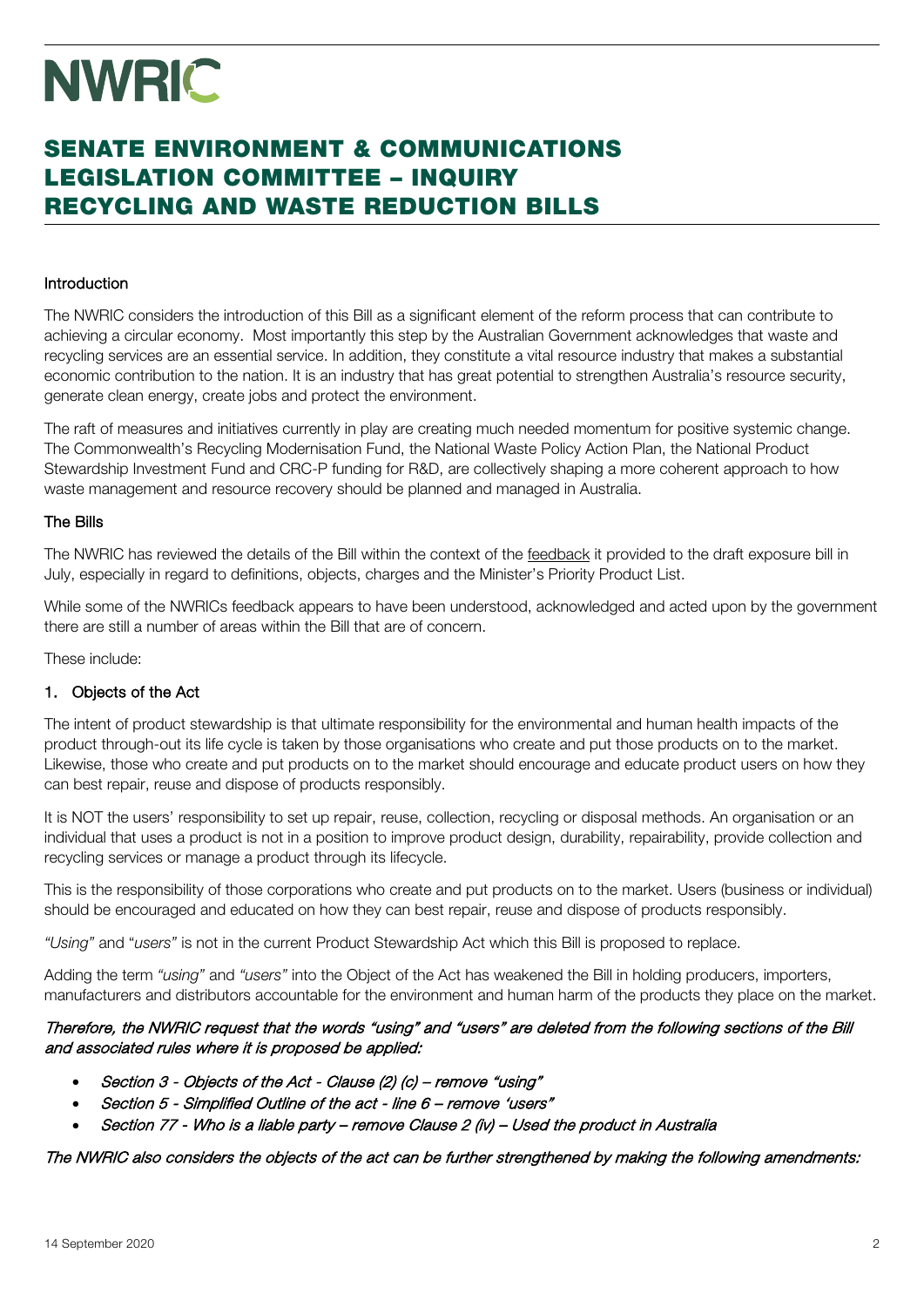# NWRIC

# SENATE ENVIRONMENT & COMMUNICATIONS LEGISLATION COMMITTEE – INQUIRY RECYCLING AND WASTE REDUCTION BILLS

### Introduction

The NWRIC considers the introduction of this Bill as a significant element of the reform process that can contribute to achieving a circular economy. Most importantly this step by the Australian Government acknowledges that waste and recycling services are an essential service. In addition, they constitute a vital resource industry that makes a substantial economic contribution to the nation. It is an industry that has great potential to strengthen Australia's resource security, generate clean energy, create jobs and protect the environment.

The raft of measures and initiatives currently in play are creating much needed momentum for positive systemic change. The Commonwealth's Recycling Modernisation Fund, the National Waste Policy Action Plan, the National Product Stewardship Investment Fund and CRC-P funding for R&D, are collectively shaping a more coherent approach to how waste management and resource recovery should be planned and managed in Australia.

### The Bills

The NWRIC has reviewed the details of the Bill within the context of the feedback it provided to the draft exposure bill in July, especially in regard to definitions, objects, charges and the Minister's Priority Product List.

While some of the NWRICs feedback appears to have been understood, acknowledged and acted upon by the government there are still a number of areas within the Bill that are of concern.

These include:

### 1. Objects of the Act

The intent of product stewardship is that ultimate responsibility for the environmental and human health impacts of the product through-out its life cycle is taken by those organisations who create and put those products on to the market. Likewise, those who create and put products on to the market should encourage and educate product users on how they can best repair, reuse and dispose of products responsibly.

It is NOT the users' responsibility to set up repair, reuse, collection, recycling or disposal methods. An organisation or an individual that uses a product is not in a position to improve product design, durability, repairability, provide collection and recycling services or manage a product through its lifecycle.

This is the responsibility of those corporations who create and put products on to the market. Users (business or individual) should be encouraged and educated on how they can best repair, reuse and dispose of products responsibly.

*"Using"* and "*users"* is not in the current Product Stewardship Act which this Bill is proposed to replace.

Adding the term *"using"* and *"users"* into the Object of the Act has weakened the Bill in holding producers, importers, manufacturers and distributors accountable for the environment and human harm of the products they place on the market.

***Therefore, the NWRIC request that the words "using" and "users" are deleted from the following sections of the Bill and associated rules where it is proposed be applied:***

- *Section 3 - Objects of the Act - Clause (2) (c) – remove "using"*
- *Section 5 - Simplified Outline of the act - line 6 – remove 'users"*
- *Section 77 - Who is a liable party – remove Clause 2 (iv) – Used the product in Australia*

***The NWRIC also considers the objects of the act can be further strengthened by making the following amendments:***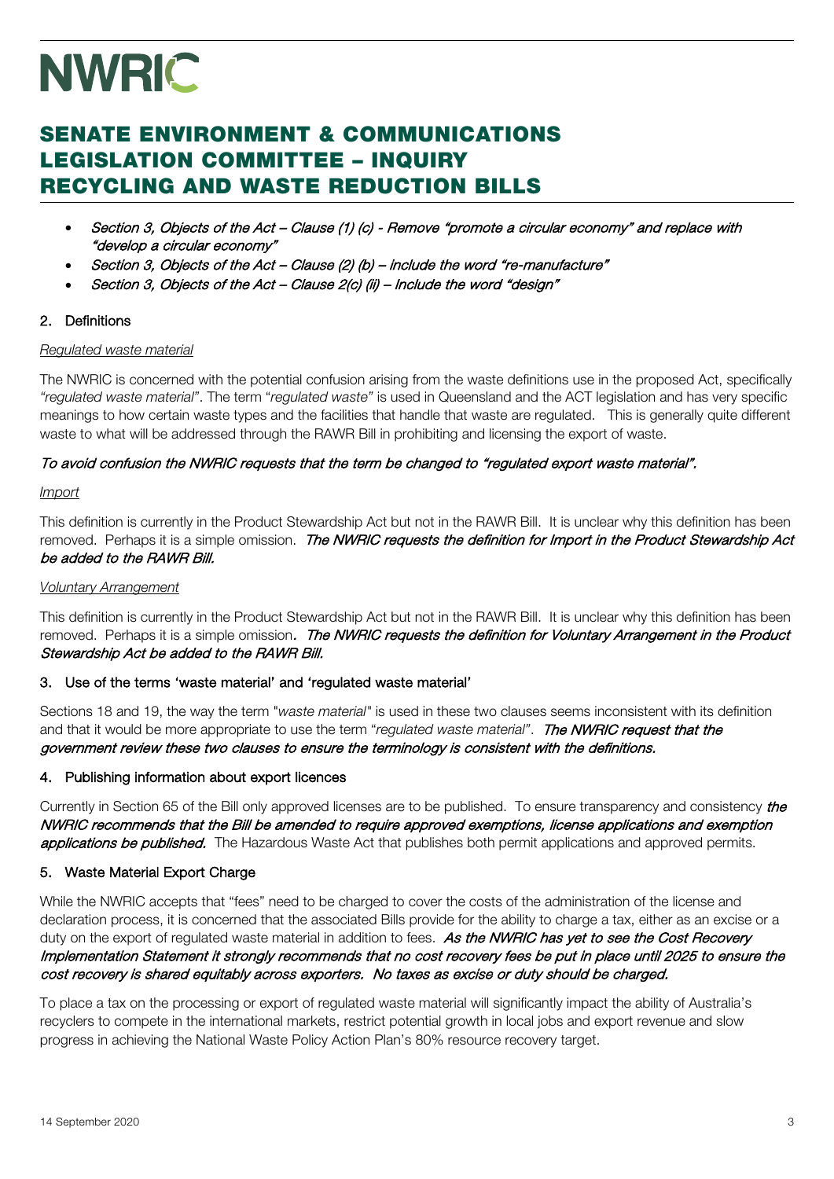- *Section 3, Objects of the Act – Clause (1) (c) - Remove "promote a circular economy" and replace with "develop a circular economy"*
- *Section 3, Objects of the Act – Clause (2) (b) – include the word "re-manufacture"*
- *Section 3, Objects of the Act – Clause 2(c) (ii) – Include the word "design"*

## 2. Definitions

*Regulated waste material*

The NWRIC is concerned with the potential confusion arising from the waste definitions use in the proposed Act, specifically *"regulated waste material"*. The term "*regulated waste"* is used in Queensland and the ACT legislation and has very specific meanings to how certain waste types and the facilities that handle that waste are regulated. This is generally quite different waste to what will be addressed through the RAWR Bill in prohibiting and licensing the export of waste.

***To avoid confusion the NWRIC requests that the term be changed to "regulated export waste material".***

*Import*

This definition is currently in the Product Stewardship Act but not in the RAWR Bill. It is unclear why this definition has been removed. Perhaps it is a simple omission. ***The NWRIC requests the definition for Import in the Product Stewardship Act be added to the RAWR Bill.***

*Voluntary Arrangement*

This definition is currently in the Product Stewardship Act but not in the RAWR Bill. It is unclear why this definition has been removed. Perhaps it is a simple omission. ***The NWRIC requests the definition for Voluntary Arrangement in the Product Stewardship Act be added to the RAWR Bill.***

## 3. Use of the terms 'waste material' and 'regulated waste material'

Sections 18 and 19, the way the term "*waste material*" is used in these two clauses seems inconsistent with its definition and that it would be more appropriate to use the term "*regulated waste material*". ***The NWRIC request that the government review these two clauses to ensure the terminology is consistent with the definitions.***

## 4. Publishing information about export licences

Currently in Section 65 of the Bill only approved licenses are to be published. To ensure transparency and consistency ***the NWRIC recommends that the Bill be amended to require approved exemptions, license applications and exemption applications be published.*** The Hazardous Waste Act that publishes both permit applications and approved permits.

## 5. Waste Material Export Charge

While the NWRIC accepts that "fees" need to be charged to cover the costs of the administration of the license and declaration process, it is concerned that the associated Bills provide for the ability to charge a tax, either as an excise or a duty on the export of regulated waste material in addition to fees. ***As the NWRIC has yet to see the Cost Recovery Implementation Statement it strongly recommends that no cost recovery fees be put in place until 2025 to ensure the cost recovery is shared equitably across exporters. No taxes as excise or duty should be charged.***

To place a tax on the processing or export of regulated waste material will significantly impact the ability of Australia's recyclers to compete in the international markets, restrict potential growth in local jobs and export revenue and slow progress in achieving the National Waste Policy Action Plan's 80% resource recovery target.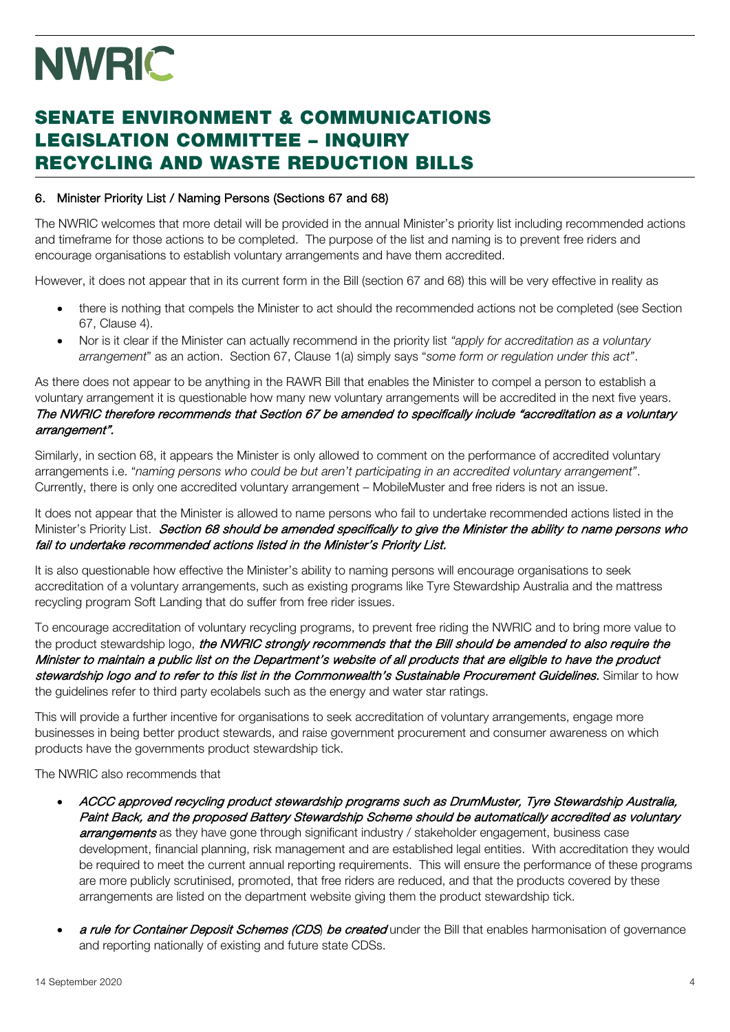### 6. Minister Priority List / Naming Persons (Sections 67 and 68)

The NWRIC welcomes that more detail will be provided in the annual Minister's priority list including recommended actions and timeframe for those actions to be completed. The purpose of the list and naming is to prevent free riders and encourage organisations to establish voluntary arrangements and have them accredited.

However, it does not appear that in its current form in the Bill (section 67 and 68) this will be very effective in reality as

- there is nothing that compels the Minister to act should the recommended actions not be completed (see Section 67, Clause 4).
- Nor is it clear if the Minister can actually recommend in the priority list *"apply for accreditation as a voluntary arrangement"* as an action. Section 67, Clause 1(a) simply says "*some form or regulation under this act"*.

As there does not appear to be anything in the RAWR Bill that enables the Minister to compel a person to establish a voluntary arrangement it is questionable how many new voluntary arrangements will be accredited in the next five years. ***The NWRIC therefore recommends that Section 67 be amended to specifically include "accreditation as a voluntary arrangement".***

Similarly, in section 68, it appears the Minister is only allowed to comment on the performance of accredited voluntary arrangements i.e. "*naming persons who could be but aren't participating in an accredited voluntary arrangement"*. Currently, there is only one accredited voluntary arrangement – MobileMuster and free riders is not an issue.

It does not appear that the Minister is allowed to name persons who fail to undertake recommended actions listed in the Minister's Priority List. ***Section 68 should be amended specifically to give the Minister the ability to name persons who fail to undertake recommended actions listed in the Minister's Priority List.***

It is also questionable how effective the Minister's ability to naming persons will encourage organisations to seek accreditation of a voluntary arrangements, such as existing programs like Tyre Stewardship Australia and the mattress recycling program Soft Landing that do suffer from free rider issues.

To encourage accreditation of voluntary recycling programs, to prevent free riding the NWRIC and to bring more value to the product stewardship logo, ***the NWRIC strongly recommends that the Bill should be amended to also require the Minister to maintain a public list on the Department's website of all products that are eligible to have the product stewardship logo and to refer to this list in the Commonwealth's Sustainable Procurement Guidelines.*** Similar to how the guidelines refer to third party ecolabels such as the energy and water star ratings.

This will provide a further incentive for organisations to seek accreditation of voluntary arrangements, engage more businesses in being better product stewards, and raise government procurement and consumer awareness on which products have the governments product stewardship tick.

The NWRIC also recommends that

- ***ACCC approved recycling product stewardship programs such as DrumMuster, Tyre Stewardship Australia, Paint Back, and the proposed Battery Stewardship Scheme should be automatically accredited as voluntary arrangements*** as they have gone through significant industry / stakeholder engagement, business case development, financial planning, risk management and are established legal entities. With accreditation they would be required to meet the current annual reporting requirements. This will ensure the performance of these programs are more publicly scrutinised, promoted, that free riders are reduced, and that the products covered by these arrangements are listed on the department website giving them the product stewardship tick.
- ***a rule for Container Deposit Schemes (CDS) be created*** under the Bill that enables harmonisation of governance and reporting nationally of existing and future state CDSs.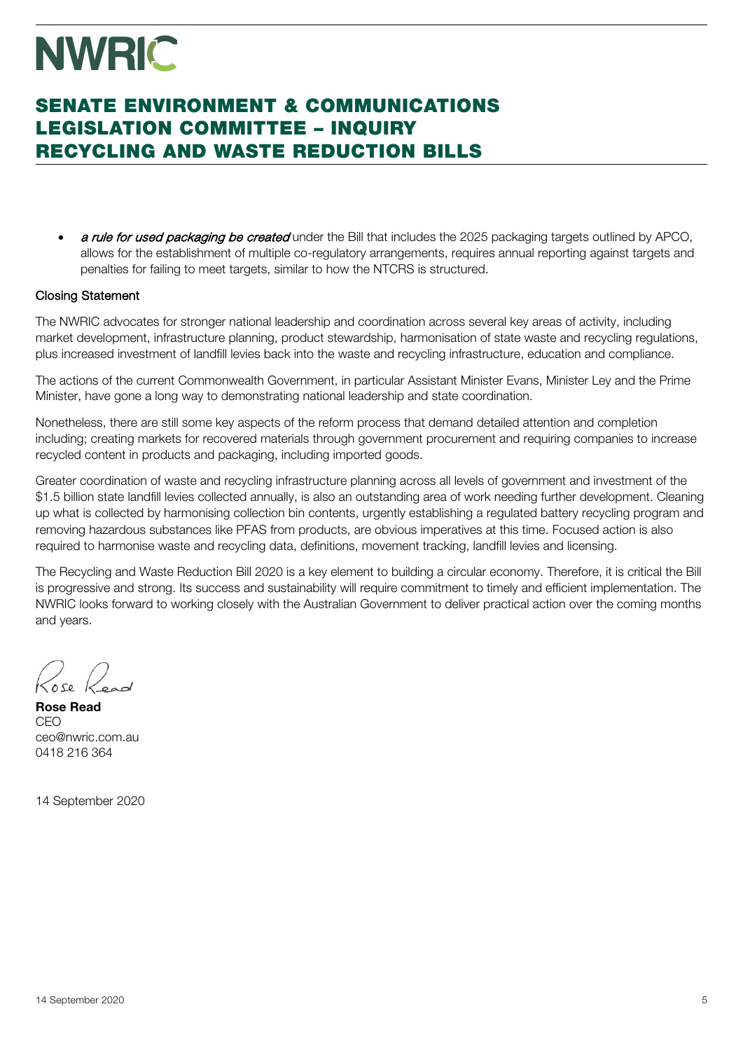- *a rule for used packaging be created* under the Bill that includes the 2025 packaging targets outlined by APCO, allows for the establishment of multiple co-regulatory arrangements, requires annual reporting against targets and penalties for failing to meet targets, similar to how the NTCRS is structured.

## Closing Statement

The NWRIC advocates for stronger national leadership and coordination across several key areas of activity, including market development, infrastructure planning, product stewardship, harmonisation of state waste and recycling regulations, plus increased investment of landfill levies back into the waste and recycling infrastructure, education and compliance.

The actions of the current Commonwealth Government, in particular Assistant Minister Evans, Minister Ley and the Prime Minister, have gone a long way to demonstrating national leadership and state coordination.

Nonetheless, there are still some key aspects of the reform process that demand detailed attention and completion including; creating markets for recovered materials through government procurement and requiring companies to increase recycled content in products and packaging, including imported goods.

Greater coordination of waste and recycling infrastructure planning across all levels of government and investment of the $1.5 billion state landfill levies collected annually, is also an outstanding area of work needing further development. Cleaning up what is collected by harmonising collection bin contents, urgently establishing a regulated battery recycling program and removing hazardous substances like PFAS from products, are obvious imperatives at this time. Focused action is also required to harmonise waste and recycling data, definitions, movement tracking, landfill levies and licensing.

The Recycling and Waste Reduction Bill 2020 is a key element to building a circular economy. Therefore, it is critical the Bill is progressive and strong. Its success and sustainability will require commitment to timely and efficient implementation. The NWRIC looks forward to working closely with the Australian Government to deliver practical action over the coming months and years.

Rose Read

**Rose Read**
CEO
ceo@nwric.com.au
0418 216 364

14 September 2020